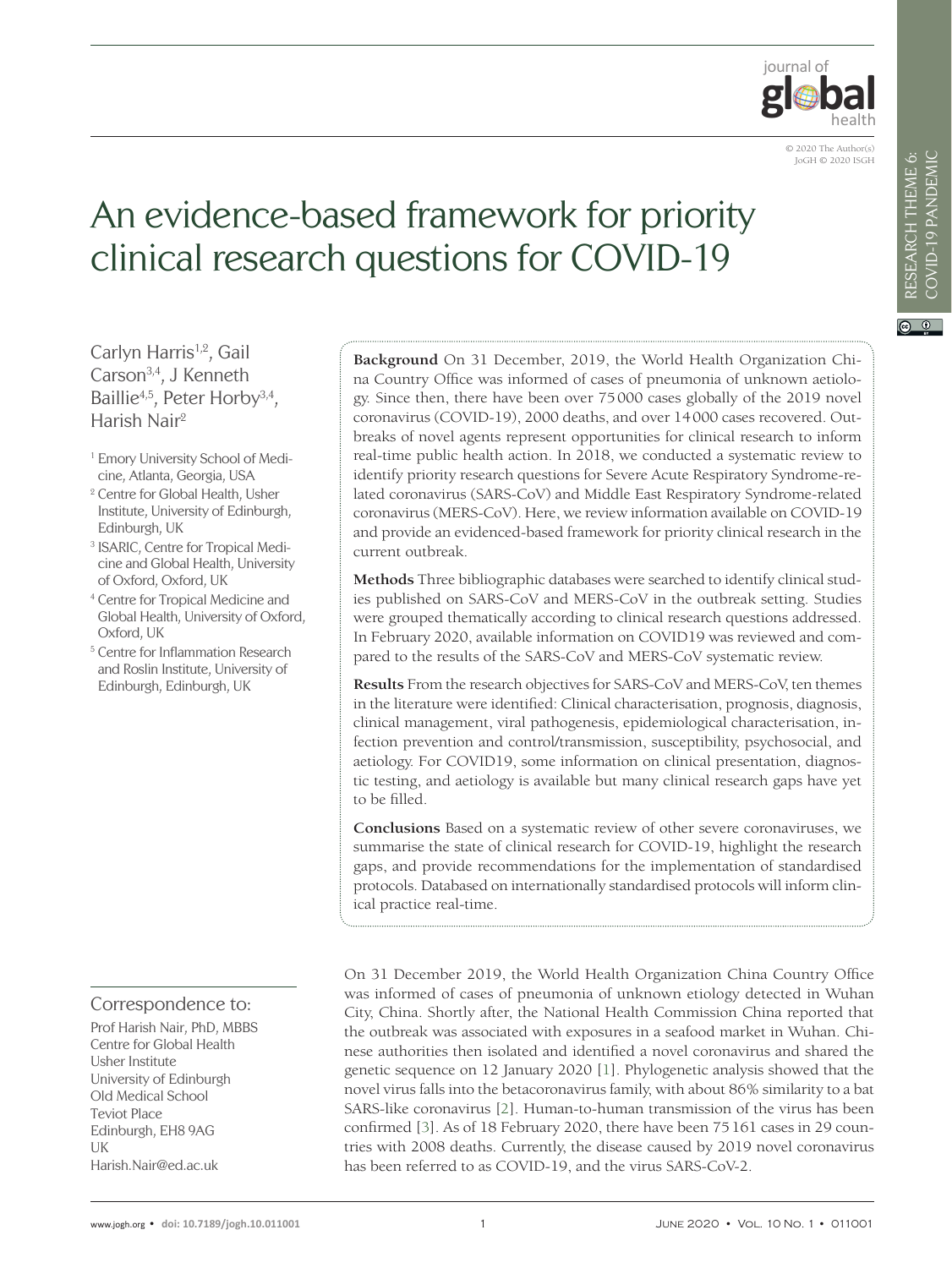# An evidence-based framework for priority clinical research questions for COVID-19

Carlyn Harris[1,2], Gail Carson[3,4], J Kenneth Baillie[4,5], Peter Horby[3,4], Harish Nair[2]

[1] Emory University School of Medicine, Atlanta, Georgia, USA
[2] Centre for Global Health, Usher Institute, University of Edinburgh, Edinburgh, UK
[3] ISARIC, Centre for Tropical Medicine and Global Health, University of Oxford, Oxford, UK
[4] Centre for Tropical Medicine and Global Health, University of Oxford, Oxford, UK
[5] Centre for Inflammation Research and Roslin Institute, University of Edinburgh, Edinburgh, UK

**Background** On 31 December, 2019, the World Health Organization China Country Office was informed of cases of pneumonia of unknown aetiology. Since then, there have been over 75000 cases globally of the 2019 novel coronavirus (COVID-19), 2000 deaths, and over 14000 cases recovered. Outbreaks of novel agents represent opportunities for clinical research to inform real-time public health action. In 2018, we conducted a systematic review to identify priority research questions for Severe Acute Respiratory Syndrome-related coronavirus (SARS-CoV) and Middle East Respiratory Syndrome-related coronavirus (MERS-CoV). Here, we review information available on COVID-19 and provide an evidenced-based framework for priority clinical research in the current outbreak.

**Methods** Three bibliographic databases were searched to identify clinical studies published on SARS-CoV and MERS-CoV in the outbreak setting. Studies were grouped thematically according to clinical research questions addressed. In February 2020, available information on COVID19 was reviewed and compared to the results of the SARS-CoV and MERS-CoV systematic review.

**Results** From the research objectives for SARS-CoV and MERS-CoV, ten themes in the literature were identified: Clinical characterisation, prognosis, diagnosis, clinical management, viral pathogenesis, epidemiological characterisation, infection prevention and control/transmission, susceptibility, psychosocial, and aetiology. For COVID19, some information on clinical presentation, diagnostic testing, and aetiology is available but many clinical research gaps have yet to be filled.

**Conclusions** Based on a systematic review of other severe coronaviruses, we summarise the state of clinical research for COVID-19, highlight the research gaps, and provide recommendations for the implementation of standardised protocols. Databased on internationally standardised protocols will inform clinical practice real-time.

On 31 December 2019, the World Health Organization China Country Office was informed of cases of pneumonia of unknown etiology detected in Wuhan City, China. Shortly after, the National Health Commission China reported that the outbreak was associated with exposures in a seafood market in Wuhan. Chinese authorities then isolated and identified a novel coronavirus and shared the genetic sequence on 12 January 2020 [1]. Phylogenetic analysis showed that the novel virus falls into the betacoronavirus family, with about 86% similarity to a bat SARS-like coronavirus [2]. Human-to-human transmission of the virus has been confirmed [3]. As of 18 February 2020, there have been 75161 cases in 29 countries with 2008 deaths. Currently, the disease caused by 2019 novel coronavirus has been referred to as COVID-19, and the virus SARS-CoV-2.

Correspondence to:
Prof Harish Nair, PhD, MBBS
Centre for Global Health
Usher Institute
University of Edinburgh
Old Medical School
Teviot Place
Edinburgh, EH8 9AG
UK
Harish.Nair@ed.ac.uk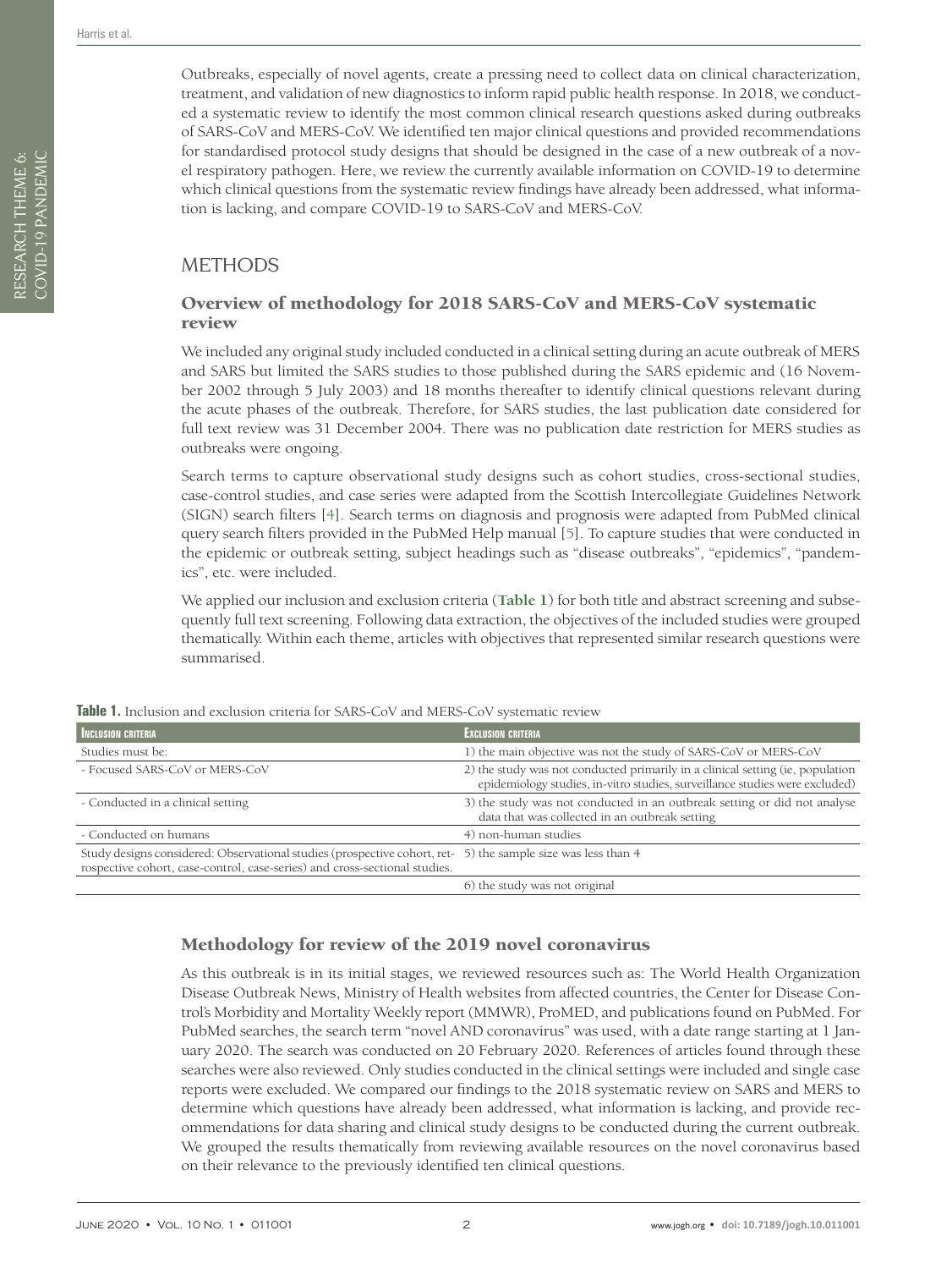Outbreaks, especially of novel agents, create a pressing need to collect data on clinical characterization, treatment, and validation of new diagnostics to inform rapid public health response. In 2018, we conducted a systematic review to identify the most common clinical research questions asked during outbreaks of SARS-CoV and MERS-CoV. We identified ten major clinical questions and provided recommendations for standardised protocol study designs that should be designed in the case of a new outbreak of a novel respiratory pathogen. Here, we review the currently available information on COVID-19 to determine which clinical questions from the systematic review findings have already been addressed, what information is lacking, and compare COVID-19 to SARS-CoV and MERS-CoV.

## METHODS

### Overview of methodology for 2018 SARS-CoV and MERS-CoV systematic review

We included any original study included conducted in a clinical setting during an acute outbreak of MERS and SARS but limited the SARS studies to those published during the SARS epidemic and (16 November 2002 through 5 July 2003) and 18 months thereafter to identify clinical questions relevant during the acute phases of the outbreak. Therefore, for SARS studies, the last publication date considered for full text review was 31 December 2004. There was no publication date restriction for MERS studies as outbreaks were ongoing.

Search terms to capture observational study designs such as cohort studies, cross-sectional studies, case-control studies, and case series were adapted from the Scottish Intercollegiate Guidelines Network (SIGN) search filters [4]. Search terms on diagnosis and prognosis were adapted from PubMed clinical query search filters provided in the PubMed Help manual [5]. To capture studies that were conducted in the epidemic or outbreak setting, subject headings such as "disease outbreaks", "epidemics", "pandemics", etc. were included.

We applied our inclusion and exclusion criteria (**Table 1**) for both title and abstract screening and subsequently full text screening. Following data extraction, the objectives of the included studies were grouped thematically. Within each theme, articles with objectives that represented similar research questions were summarised.

**Table 1.** Inclusion and exclusion criteria for SARS-CoV and MERS-CoV systematic review

| Inclusion criteria | Exclusion criteria |
|---|---|
| Studies must be: | 1) the main objective was not the study of SARS-CoV or MERS-CoV |
| - Focused SARS-CoV or MERS-CoV | 2) the study was not conducted primarily in a clinical setting (ie, population epidemiology studies, in-vitro studies, surveillance studies were excluded) |
| - Conducted in a clinical setting | 3) the study was not conducted in an outbreak setting or did not analyse data that was collected in an outbreak setting |
| - Conducted on humans | 4) non-human studies |
| Study designs considered: Observational studies (prospective cohort, retrospective cohort, case-control, case-series) and cross-sectional studies. | 5) the sample size was less than 4 |
| | 6) the study was not original |

### Methodology for review of the 2019 novel coronavirus

As this outbreak is in its initial stages, we reviewed resources such as: The World Health Organization Disease Outbreak News, Ministry of Health websites from affected countries, the Center for Disease Control's Morbidity and Mortality Weekly report (MMWR), ProMED, and publications found on PubMed. For PubMed searches, the search term "novel AND coronavirus" was used, with a date range starting at 1 January 2020. The search was conducted on 20 February 2020. References of articles found through these searches were also reviewed. Only studies conducted in the clinical settings were included and single case reports were excluded. We compared our findings to the 2018 systematic review on SARS and MERS to determine which questions have already been addressed, what information is lacking, and provide recommendations for data sharing and clinical study designs to be conducted during the current outbreak. We grouped the results thematically from reviewing available resources on the novel coronavirus based on their relevance to the previously identified ten clinical questions.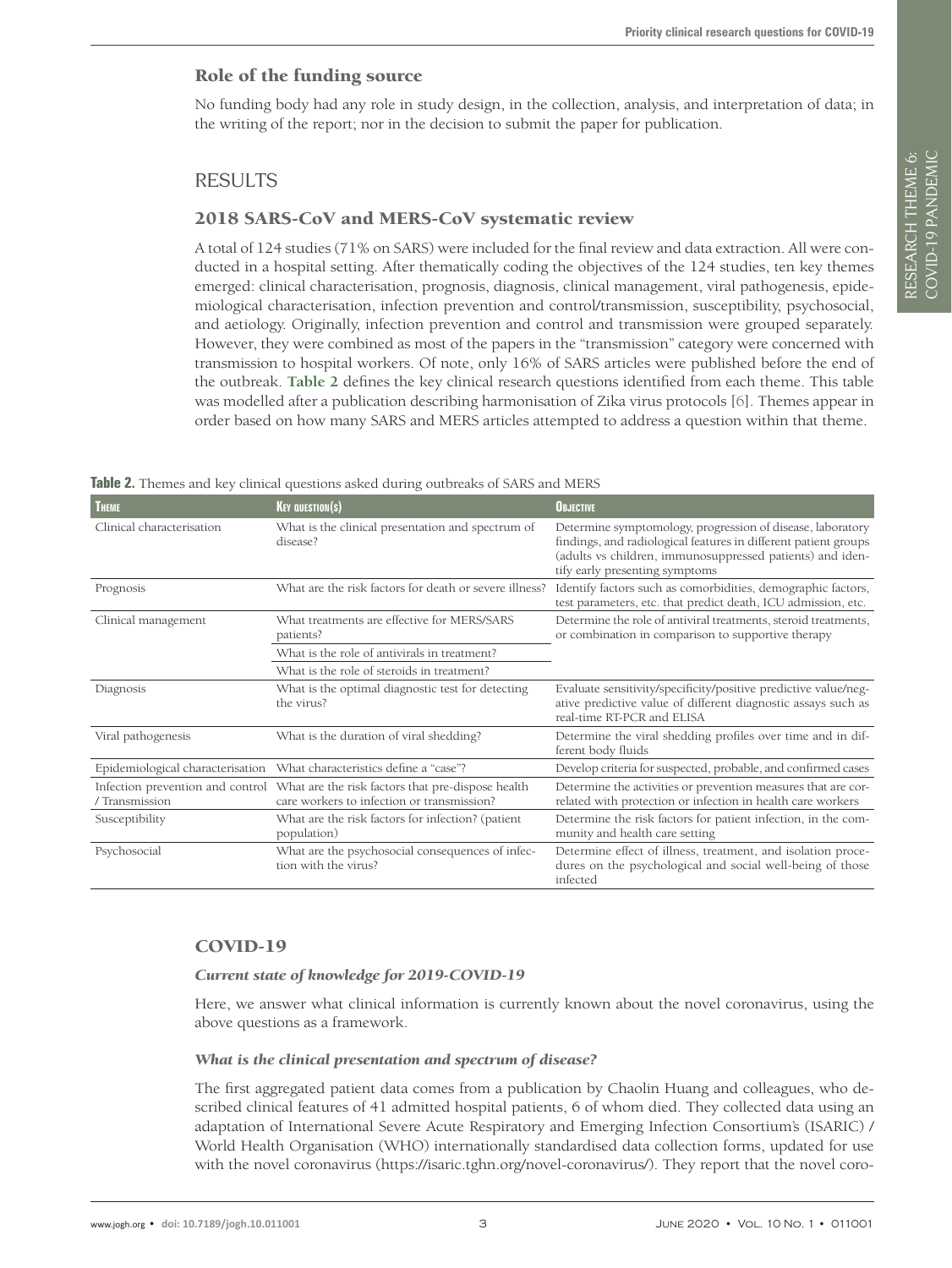## Role of the funding source

No funding body had any role in study design, in the collection, analysis, and interpretation of data; in the writing of the report; nor in the decision to submit the paper for publication.

# RESULTS

## 2018 SARS-CoV and MERS-CoV systematic review

A total of 124 studies (71% on SARS) were included for the final review and data extraction. All were conducted in a hospital setting. After thematically coding the objectives of the 124 studies, ten key themes emerged: clinical characterisation, prognosis, diagnosis, clinical management, viral pathogenesis, epidemiological characterisation, infection prevention and control/transmission, susceptibility, psychosocial, and aetiology. Originally, infection prevention and control and transmission were grouped separately. However, they were combined as most of the papers in the "transmission" category were concerned with transmission to hospital workers. Of note, only 16% of SARS articles were published before the end of the outbreak. **Table 2** defines the key clinical research questions identified from each theme. This table was modelled after a publication describing harmonisation of Zika virus protocols [6]. Themes appear in order based on how many SARS and MERS articles attempted to address a question within that theme.

**Table 2.** Themes and key clinical questions asked during outbreaks of SARS and MERS

| Theme | Key question(s) | Objective |
|---|---|---|
| Clinical characterisation | What is the clinical presentation and spectrum of disease? | Determine symptomology, progression of disease, laboratory findings, and radiological features in different patient groups (adults vs children, immunosuppressed patients) and identify early presenting symptoms |
| Prognosis | What are the risk factors for death or severe illness? | Identify factors such as comorbidities, demographic factors, test parameters, etc. that predict death, ICU admission, etc. |
| Clinical management | What treatments are effective for MERS/SARS patients? | Determine the role of antiviral treatments, steroid treatments, or combination in comparison to supportive therapy |
| | What is the role of antivirals in treatment? | |
| | What is the role of steroids in treatment? | |
| Diagnosis | What is the optimal diagnostic test for detecting the virus? | Evaluate sensitivity/specificity/positive predictive value/negative predictive value of different diagnostic assays such as real-time RT-PCR and ELISA |
| Viral pathogenesis | What is the duration of viral shedding? | Determine the viral shedding profiles over time and in different body fluids |
| Epidemiological characterisation | What characteristics define a "case"? | Develop criteria for suspected, probable, and confirmed cases |
| Infection prevention and control / Transmission | What are the risk factors that pre-dispose health care workers to infection or transmission? | Determine the activities or prevention measures that are correlated with protection or infection in health care workers |
| Susceptibility | What are the risk factors for infection? (patient population) | Determine the risk factors for patient infection, in the community and health care setting |
| Psychosocial | What are the psychosocial consequences of infection with the virus? | Determine effect of illness, treatment, and isolation procedures on the psychological and social well-being of those infected |

## COVID-19

### *Current state of knowledge for 2019-COVID-19*

Here, we answer what clinical information is currently known about the novel coronavirus, using the above questions as a framework.

#### *What is the clinical presentation and spectrum of disease?*

The first aggregated patient data comes from a publication by Chaolin Huang and colleagues, who described clinical features of 41 admitted hospital patients, 6 of whom died. They collected data using an adaptation of International Severe Acute Respiratory and Emerging Infection Consortium's (ISARIC) / World Health Organisation (WHO) internationally standardised data collection forms, updated for use with the novel coronavirus (https://isaric.tghn.org/novel-coronavirus/). They report that the novel coro-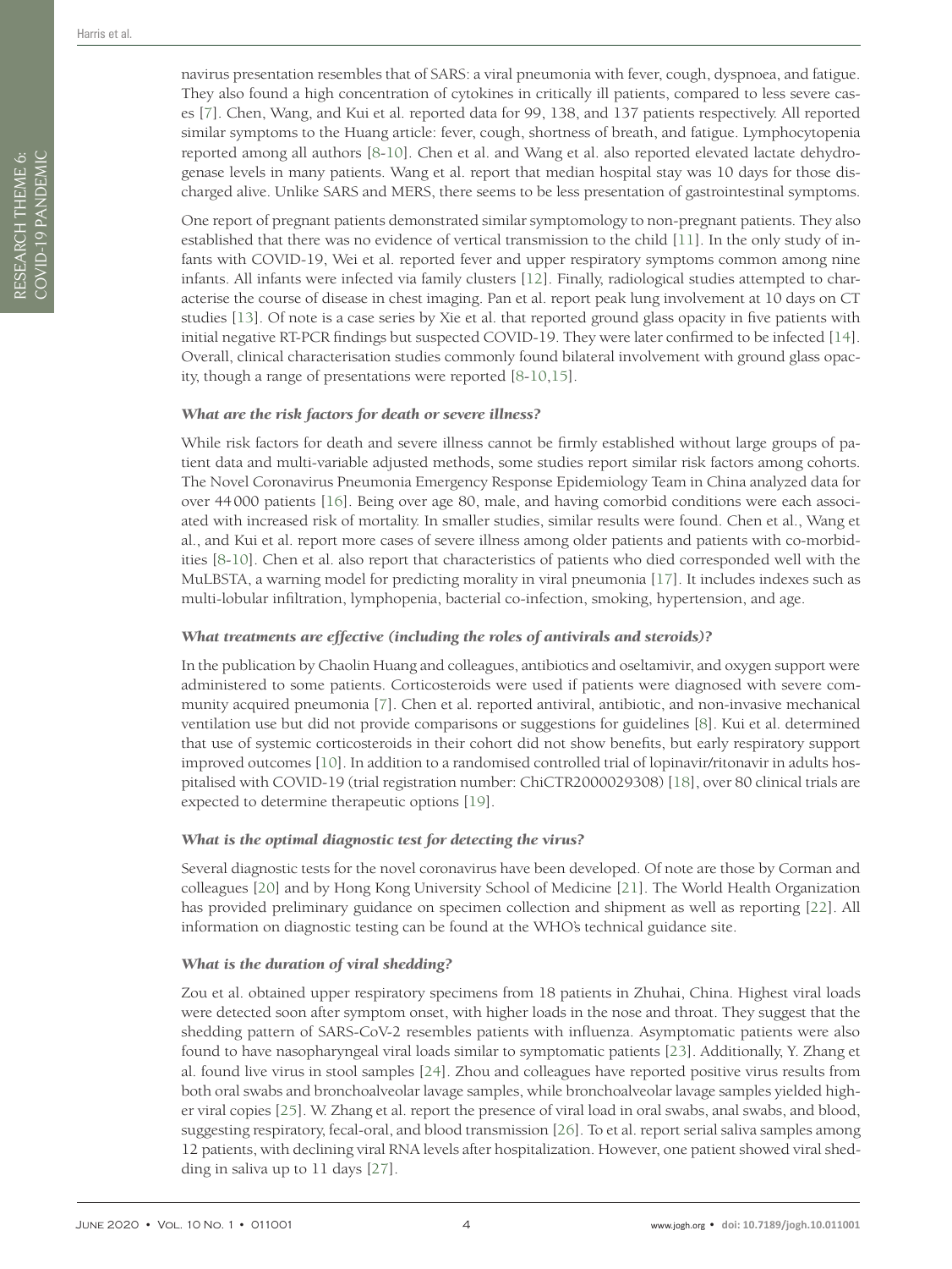navirus presentation resembles that of SARS: a viral pneumonia with fever, cough, dyspnoea, and fatigue. They also found a high concentration of cytokines in critically ill patients, compared to less severe cases [7]. Chen, Wang, and Kui et al. reported data for 99, 138, and 137 patients respectively. All reported similar symptoms to the Huang article: fever, cough, shortness of breath, and fatigue. Lymphocytopenia reported among all authors [8-10]. Chen et al. and Wang et al. also reported elevated lactate dehydrogenase levels in many patients. Wang et al. report that median hospital stay was 10 days for those discharged alive. Unlike SARS and MERS, there seems to be less presentation of gastrointestinal symptoms.

One report of pregnant patients demonstrated similar symptomology to non-pregnant patients. They also established that there was no evidence of vertical transmission to the child [11]. In the only study of infants with COVID-19, Wei et al. reported fever and upper respiratory symptoms common among nine infants. All infants were infected via family clusters [12]. Finally, radiological studies attempted to characterise the course of disease in chest imaging. Pan et al. report peak lung involvement at 10 days on CT studies [13]. Of note is a case series by Xie et al. that reported ground glass opacity in five patients with initial negative RT-PCR findings but suspected COVID-19. They were later confirmed to be infected [14]. Overall, clinical characterisation studies commonly found bilateral involvement with ground glass opacity, though a range of presentations were reported [8-10,15].

### *What are the risk factors for death or severe illness?*

While risk factors for death and severe illness cannot be firmly established without large groups of patient data and multi-variable adjusted methods, some studies report similar risk factors among cohorts. The Novel Coronavirus Pneumonia Emergency Response Epidemiology Team in China analyzed data for over 44 000 patients [16]. Being over age 80, male, and having comorbid conditions were each associated with increased risk of mortality. In smaller studies, similar results were found. Chen et al., Wang et al., and Kui et al. report more cases of severe illness among older patients and patients with co-morbidities [8-10]. Chen et al. also report that characteristics of patients who died corresponded well with the MuLBSTA, a warning model for predicting morality in viral pneumonia [17]. It includes indexes such as multi-lobular infiltration, lymphopenia, bacterial co-infection, smoking, hypertension, and age.

### *What treatments are effective (including the roles of antivirals and steroids)?*

In the publication by Chaolin Huang and colleagues, antibiotics and oseltamivir, and oxygen support were administered to some patients. Corticosteroids were used if patients were diagnosed with severe community acquired pneumonia [7]. Chen et al. reported antiviral, antibiotic, and non-invasive mechanical ventilation use but did not provide comparisons or suggestions for guidelines [8]. Kui et al. determined that use of systemic corticosteroids in their cohort did not show benefits, but early respiratory support improved outcomes [10]. In addition to a randomised controlled trial of lopinavir/ritonavir in adults hospitalised with COVID-19 (trial registration number: ChiCTR2000029308) [18], over 80 clinical trials are expected to determine therapeutic options [19].

### *What is the optimal diagnostic test for detecting the virus?*

Several diagnostic tests for the novel coronavirus have been developed. Of note are those by Corman and colleagues [20] and by Hong Kong University School of Medicine [21]. The World Health Organization has provided preliminary guidance on specimen collection and shipment as well as reporting [22]. All information on diagnostic testing can be found at the WHO's technical guidance site.

### *What is the duration of viral shedding?*

Zou et al. obtained upper respiratory specimens from 18 patients in Zhuhai, China. Highest viral loads were detected soon after symptom onset, with higher loads in the nose and throat. They suggest that the shedding pattern of SARS-CoV-2 resembles patients with influenza. Asymptomatic patients were also found to have nasopharyngeal viral loads similar to symptomatic patients [23]. Additionally, Y. Zhang et al. found live virus in stool samples [24]. Zhou and colleagues have reported positive virus results from both oral swabs and bronchoalveolar lavage samples, while bronchoalveolar lavage samples yielded higher viral copies [25]. W. Zhang et al. report the presence of viral load in oral swabs, anal swabs, and blood, suggesting respiratory, fecal-oral, and blood transmission [26]. To et al. report serial saliva samples among 12 patients, with declining viral RNA levels after hospitalization. However, one patient showed viral shedding in saliva up to 11 days [27].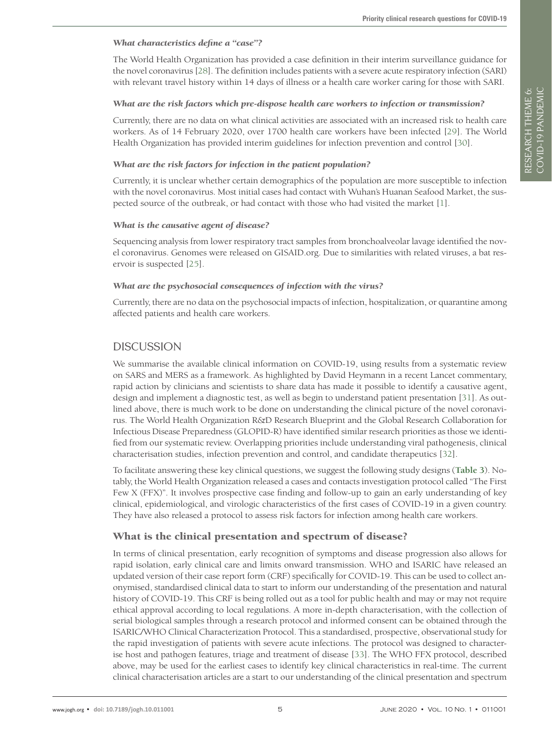#### *What characteristics define a "case"?*

The World Health Organization has provided a case definition in their interim surveillance guidance for the novel coronavirus [28]. The definition includes patients with a severe acute respiratory infection (SARI) with relevant travel history within 14 days of illness or a health care worker caring for those with SARI.

#### *What are the risk factors which pre-dispose health care workers to infection or transmission?*

Currently, there are no data on what clinical activities are associated with an increased risk to health care workers. As of 14 February 2020, over 1700 health care workers have been infected [29]. The World Health Organization has provided interim guidelines for infection prevention and control [30].

#### *What are the risk factors for infection in the patient population?*

Currently, it is unclear whether certain demographics of the population are more susceptible to infection with the novel coronavirus. Most initial cases had contact with Wuhan's Huanan Seafood Market, the suspected source of the outbreak, or had contact with those who had visited the market [1].

#### *What is the causative agent of disease?*

Sequencing analysis from lower respiratory tract samples from bronchoalveolar lavage identified the novel coronavirus. Genomes were released on GISAID.org. Due to similarities with related viruses, a bat reservoir is suspected [25].

#### *What are the psychosocial consequences of infection with the virus?*

Currently, there are no data on the psychosocial impacts of infection, hospitalization, or quarantine among affected patients and health care workers.

## DISCUSSION

We summarise the available clinical information on COVID-19, using results from a systematic review on SARS and MERS as a framework. As highlighted by David Heymann in a recent Lancet commentary, rapid action by clinicians and scientists to share data has made it possible to identify a causative agent, design and implement a diagnostic test, as well as begin to understand patient presentation [31]. As outlined above, there is much work to be done on understanding the clinical picture of the novel coronavirus. The World Health Organization R&D Research Blueprint and the Global Research Collaboration for Infectious Disease Preparedness (GLOPID-R) have identified similar research priorities as those we identified from our systematic review. Overlapping priorities include understanding viral pathogenesis, clinical characterisation studies, infection prevention and control, and candidate therapeutics [32].

To facilitate answering these key clinical questions, we suggest the following study designs (**Table 3**). Notably, the World Health Organization released a cases and contacts investigation protocol called "The First Few X (FFX)". It involves prospective case finding and follow-up to gain an early understanding of key clinical, epidemiological, and virologic characteristics of the first cases of COVID-19 in a given country. They have also released a protocol to assess risk factors for infection among health care workers.

### What is the clinical presentation and spectrum of disease?

In terms of clinical presentation, early recognition of symptoms and disease progression also allows for rapid isolation, early clinical care and limits onward transmission. WHO and ISARIC have released an updated version of their case report form (CRF) specifically for COVID-19. This can be used to collect anonymised, standardised clinical data to start to inform our understanding of the presentation and natural history of COVID-19. This CRF is being rolled out as a tool for public health and may or may not require ethical approval according to local regulations. A more in-depth characterisation, with the collection of serial biological samples through a research protocol and informed consent can be obtained through the ISARIC/WHO Clinical Characterization Protocol. This a standardised, prospective, observational study for the rapid investigation of patients with severe acute infections. The protocol was designed to characterise host and pathogen features, triage and treatment of disease [33]. The WHO FFX protocol, described above, may be used for the earliest cases to identify key clinical characteristics in real-time. The current clinical characterisation articles are a start to our understanding of the clinical presentation and spectrum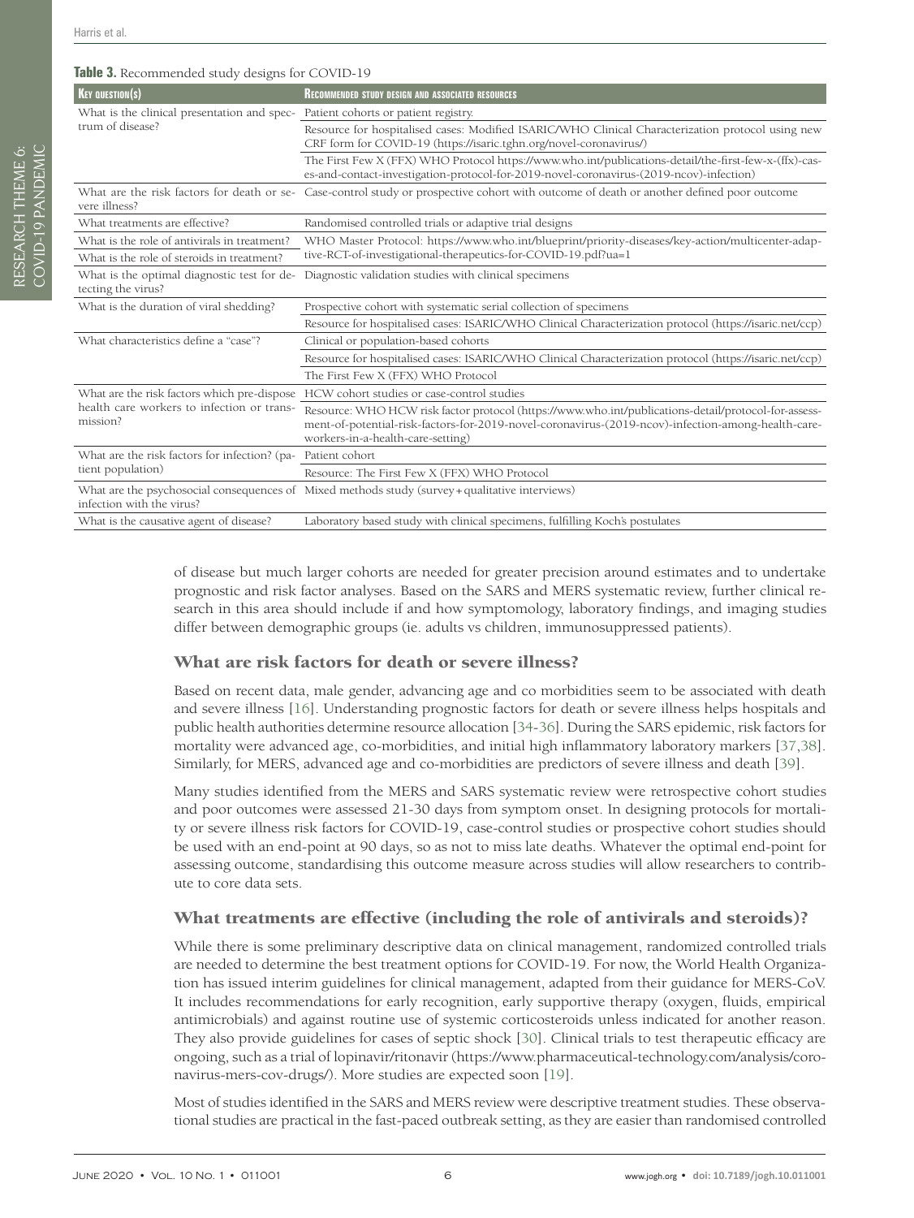**Table 3.** Recommended study designs for COVID-19

| Key question(s) | Recommended study design and associated resources |
|---|---|
| What is the clinical presentation and spectrum of disease? | Patient cohorts or patient registry. |
| | Resource for hospitalised cases: Modified ISARIC/WHO Clinical Characterization protocol using new CRF form for COVID-19 (https://isaric.tghn.org/novel-coronavirus/) |
| | The First Few X (FFX) WHO Protocol https://www.who.int/publications-detail/the-first-few-x-(ffx)-cases-and-contact-investigation-protocol-for-2019-novel-coronavirus-(2019-ncov)-infection) |
| What are the risk factors for death or severe illness? | Case-control study or prospective cohort with outcome of death or another defined poor outcome |
| What treatments are effective? | Randomised controlled trials or adaptive trial designs |
| What is the role of antivirals in treatment? | WHO Master Protocol: https://www.who.int/blueprint/priority-diseases/key-action/multicenter-adaptive-RCT-of-investigational-therapeutics-for-COVID-19.pdf?ua=1 |
| What is the role of steroids in treatment? | |
| What is the optimal diagnostic test for detecting the virus? | Diagnostic validation studies with clinical specimens |
| What is the duration of viral shedding? | Prospective cohort with systematic serial collection of specimens |
| | Resource for hospitalised cases: ISARIC/WHO Clinical Characterization protocol (https://isaric.net/ccp) |
| What characteristics define a "case"? | Clinical or population-based cohorts |
| | Resource for hospitalised cases: ISARIC/WHO Clinical Characterization protocol (https://isaric.net/ccp) |
| | The First Few X (FFX) WHO Protocol |
| What are the risk factors which pre-dispose health care workers to infection or transmission? | HCW cohort studies or case-control studies |
| | Resource: WHO HCW risk factor protocol (https://www.who.int/publications-detail/protocol-for-assessment-of-potential-risk-factors-for-2019-novel-coronavirus-(2019-ncov)-infection-among-health-care-workers-in-a-health-care-setting) |
| What are the risk factors for infection? (patient population) | Patient cohort |
| | Resource: The First Few X (FFX) WHO Protocol |
| What are the psychosocial consequences of infection with the virus? | Mixed methods study (survey + qualitative interviews) |
| What is the causative agent of disease? | Laboratory based study with clinical specimens, fulfilling Koch's postulates |

of disease but much larger cohorts are needed for greater precision around estimates and to undertake prognostic and risk factor analyses. Based on the SARS and MERS systematic review, further clinical research in this area should include if and how symptomology, laboratory findings, and imaging studies differ between demographic groups (ie. adults vs children, immunosuppressed patients).

## What are risk factors for death or severe illness?

Based on recent data, male gender, advancing age and co morbidities seem to be associated with death and severe illness [16]. Understanding prognostic factors for death or severe illness helps hospitals and public health authorities determine resource allocation [34-36]. During the SARS epidemic, risk factors for mortality were advanced age, co-morbidities, and initial high inflammatory laboratory markers [37,38]. Similarly, for MERS, advanced age and co-morbidities are predictors of severe illness and death [39].

Many studies identified from the MERS and SARS systematic review were retrospective cohort studies and poor outcomes were assessed 21-30 days from symptom onset. In designing protocols for mortality or severe illness risk factors for COVID-19, case-control studies or prospective cohort studies should be used with an end-point at 90 days, so as not to miss late deaths. Whatever the optimal end-point for assessing outcome, standardising this outcome measure across studies will allow researchers to contribute to core data sets.

## What treatments are effective (including the role of antivirals and steroids)?

While there is some preliminary descriptive data on clinical management, randomized controlled trials are needed to determine the best treatment options for COVID-19. For now, the World Health Organization has issued interim guidelines for clinical management, adapted from their guidance for MERS-CoV. It includes recommendations for early recognition, early supportive therapy (oxygen, fluids, empirical antimicrobials) and against routine use of systemic corticosteroids unless indicated for another reason. They also provide guidelines for cases of septic shock [30]. Clinical trials to test therapeutic efficacy are ongoing, such as a trial of lopinavir/ritonavir (https://www.pharmaceutical-technology.com/analysis/coronavirus-mers-cov-drugs/). More studies are expected soon [19].

Most of studies identified in the SARS and MERS review were descriptive treatment studies. These observational studies are practical in the fast-paced outbreak setting, as they are easier than randomised controlled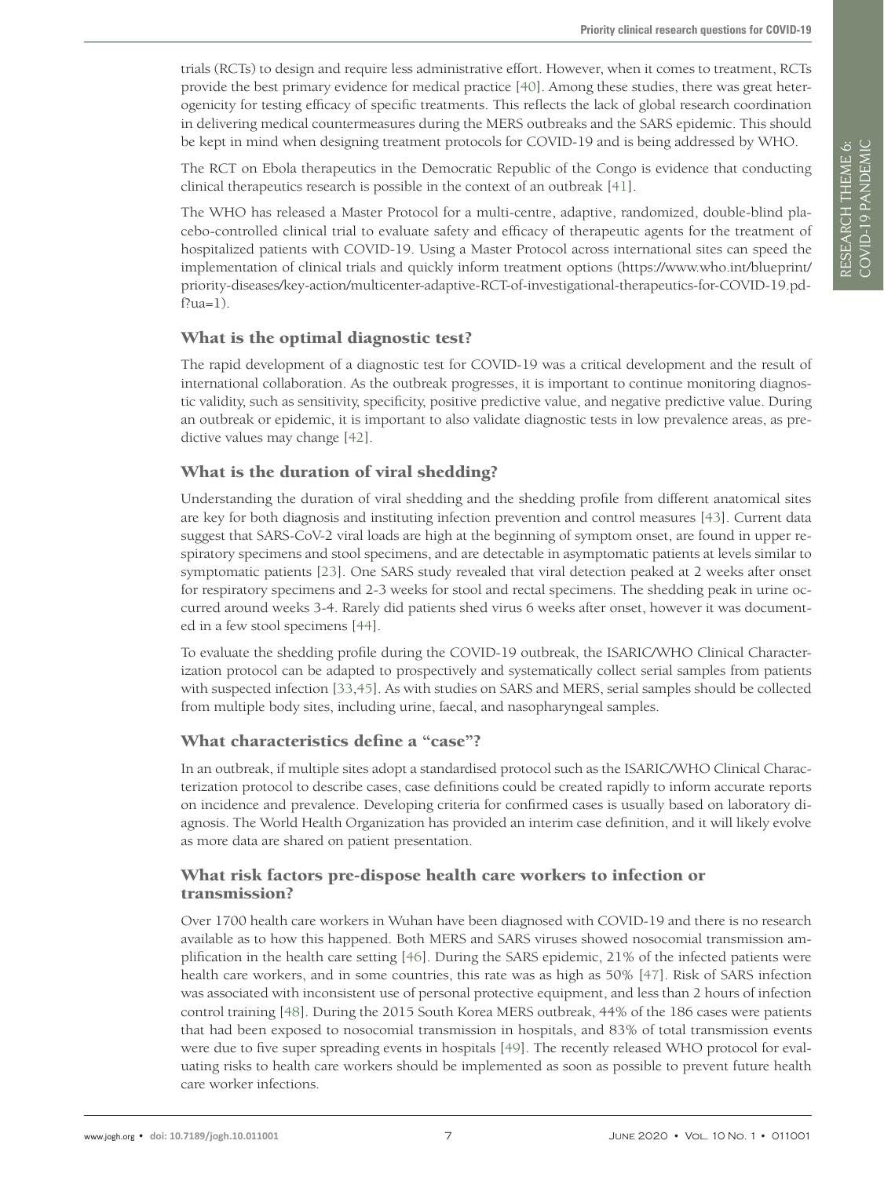trials (RCTs) to design and require less administrative effort. However, when it comes to treatment, RCTs provide the best primary evidence for medical practice [40]. Among these studies, there was great heterogenicity for testing efficacy of specific treatments. This reflects the lack of global research coordination in delivering medical countermeasures during the MERS outbreaks and the SARS epidemic. This should be kept in mind when designing treatment protocols for COVID-19 and is being addressed by WHO.

The RCT on Ebola therapeutics in the Democratic Republic of the Congo is evidence that conducting clinical therapeutics research is possible in the context of an outbreak [41].

The WHO has released a Master Protocol for a multi-centre, adaptive, randomized, double-blind placebo-controlled clinical trial to evaluate safety and efficacy of therapeutic agents for the treatment of hospitalized patients with COVID-19. Using a Master Protocol across international sites can speed the implementation of clinical trials and quickly inform treatment options (https://www.who.int/blueprint/priority-diseases/key-action/multicenter-adaptive-RCT-of-investigational-therapeutics-for-COVID-19.pdf?ua=1).

## What is the optimal diagnostic test?

The rapid development of a diagnostic test for COVID-19 was a critical development and the result of international collaboration. As the outbreak progresses, it is important to continue monitoring diagnostic validity, such as sensitivity, specificity, positive predictive value, and negative predictive value. During an outbreak or epidemic, it is important to also validate diagnostic tests in low prevalence areas, as predictive values may change [42].

## What is the duration of viral shedding?

Understanding the duration of viral shedding and the shedding profile from different anatomical sites are key for both diagnosis and instituting infection prevention and control measures [43]. Current data suggest that SARS-CoV-2 viral loads are high at the beginning of symptom onset, are found in upper respiratory specimens and stool specimens, and are detectable in asymptomatic patients at levels similar to symptomatic patients [23]. One SARS study revealed that viral detection peaked at 2 weeks after onset for respiratory specimens and 2-3 weeks for stool and rectal specimens. The shedding peak in urine occurred around weeks 3-4. Rarely did patients shed virus 6 weeks after onset, however it was documented in a few stool specimens [44].

To evaluate the shedding profile during the COVID-19 outbreak, the ISARIC/WHO Clinical Characterization protocol can be adapted to prospectively and systematically collect serial samples from patients with suspected infection [33,45]. As with studies on SARS and MERS, serial samples should be collected from multiple body sites, including urine, faecal, and nasopharyngeal samples.

## What characteristics define a "case"?

In an outbreak, if multiple sites adopt a standardised protocol such as the ISARIC/WHO Clinical Characterization protocol to describe cases, case definitions could be created rapidly to inform accurate reports on incidence and prevalence. Developing criteria for confirmed cases is usually based on laboratory diagnosis. The World Health Organization has provided an interim case definition, and it will likely evolve as more data are shared on patient presentation.

## What risk factors pre-dispose health care workers to infection or transmission?

Over 1700 health care workers in Wuhan have been diagnosed with COVID-19 and there is no research available as to how this happened. Both MERS and SARS viruses showed nosocomial transmission amplification in the health care setting [46]. During the SARS epidemic, 21% of the infected patients were health care workers, and in some countries, this rate was as high as 50% [47]. Risk of SARS infection was associated with inconsistent use of personal protective equipment, and less than 2 hours of infection control training [48]. During the 2015 South Korea MERS outbreak, 44% of the 186 cases were patients that had been exposed to nosocomial transmission in hospitals, and 83% of total transmission events were due to five super spreading events in hospitals [49]. The recently released WHO protocol for evaluating risks to health care workers should be implemented as soon as possible to prevent future health care worker infections.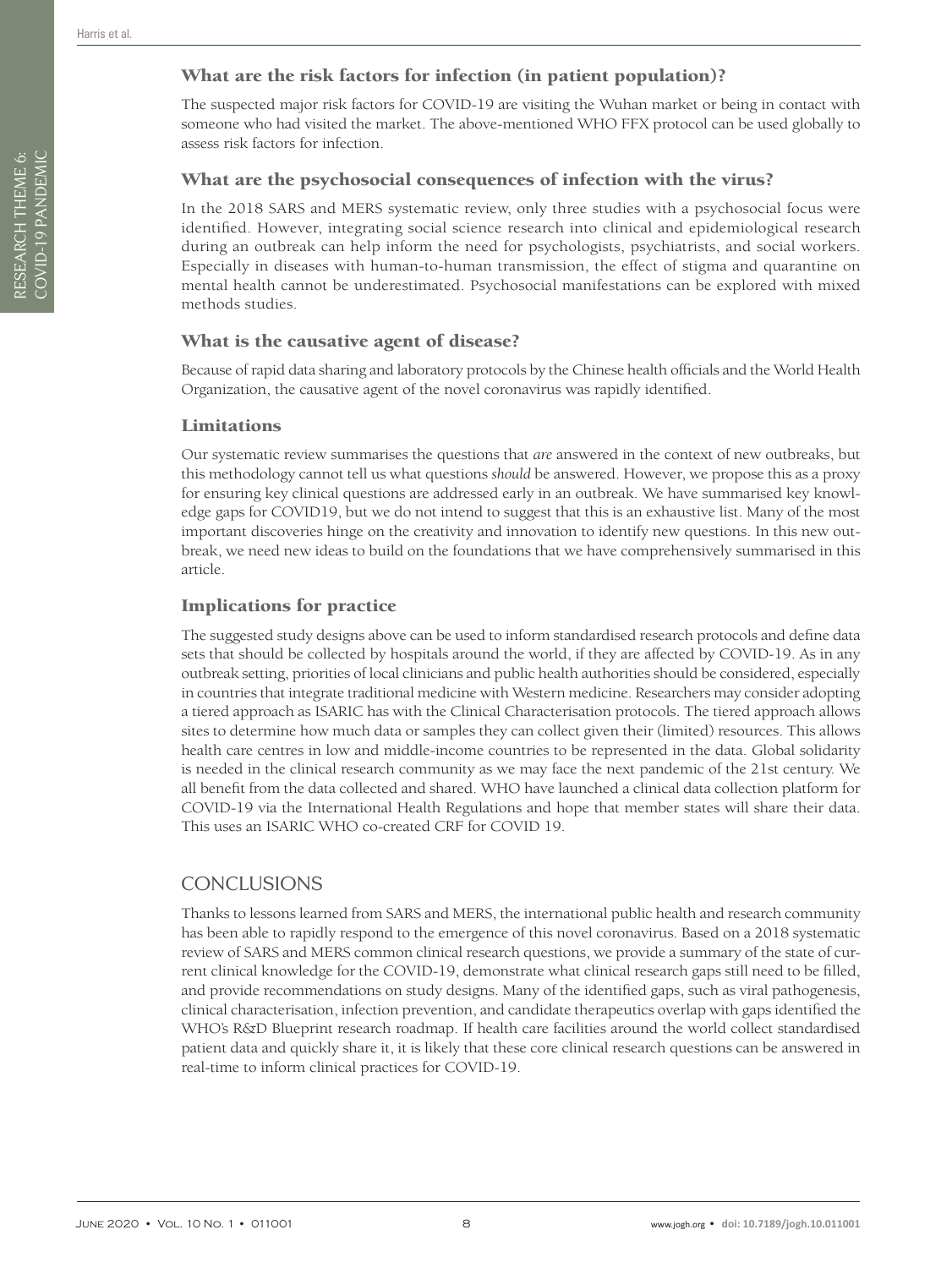### What are the risk factors for infection (in patient population)?

The suspected major risk factors for COVID-19 are visiting the Wuhan market or being in contact with someone who had visited the market. The above-mentioned WHO FFX protocol can be used globally to assess risk factors for infection.

### What are the psychosocial consequences of infection with the virus?

In the 2018 SARS and MERS systematic review, only three studies with a psychosocial focus were identified. However, integrating social science research into clinical and epidemiological research during an outbreak can help inform the need for psychologists, psychiatrists, and social workers. Especially in diseases with human-to-human transmission, the effect of stigma and quarantine on mental health cannot be underestimated. Psychosocial manifestations can be explored with mixed methods studies.

### What is the causative agent of disease?

Because of rapid data sharing and laboratory protocols by the Chinese health officials and the World Health Organization, the causative agent of the novel coronavirus was rapidly identified.

### Limitations

Our systematic review summarises the questions that *are* answered in the context of new outbreaks, but this methodology cannot tell us what questions *should* be answered. However, we propose this as a proxy for ensuring key clinical questions are addressed early in an outbreak. We have summarised key knowledge gaps for COVID19, but we do not intend to suggest that this is an exhaustive list. Many of the most important discoveries hinge on the creativity and innovation to identify new questions. In this new outbreak, we need new ideas to build on the foundations that we have comprehensively summarised in this article.

### Implications for practice

The suggested study designs above can be used to inform standardised research protocols and define data sets that should be collected by hospitals around the world, if they are affected by COVID-19. As in any outbreak setting, priorities of local clinicians and public health authorities should be considered, especially in countries that integrate traditional medicine with Western medicine. Researchers may consider adopting a tiered approach as ISARIC has with the Clinical Characterisation protocols. The tiered approach allows sites to determine how much data or samples they can collect given their (limited) resources. This allows health care centres in low and middle-income countries to be represented in the data. Global solidarity is needed in the clinical research community as we may face the next pandemic of the 21st century. We all benefit from the data collected and shared. WHO have launched a clinical data collection platform for COVID-19 via the International Health Regulations and hope that member states will share their data. This uses an ISARIC WHO co-created CRF for COVID 19.

## CONCLUSIONS

Thanks to lessons learned from SARS and MERS, the international public health and research community has been able to rapidly respond to the emergence of this novel coronavirus. Based on a 2018 systematic review of SARS and MERS common clinical research questions, we provide a summary of the state of current clinical knowledge for the COVID-19, demonstrate what clinical research gaps still need to be filled, and provide recommendations on study designs. Many of the identified gaps, such as viral pathogenesis, clinical characterisation, infection prevention, and candidate therapeutics overlap with gaps identified the WHO's R&D Blueprint research roadmap. If health care facilities around the world collect standardised patient data and quickly share it, it is likely that these core clinical research questions can be answered in real-time to inform clinical practices for COVID-19.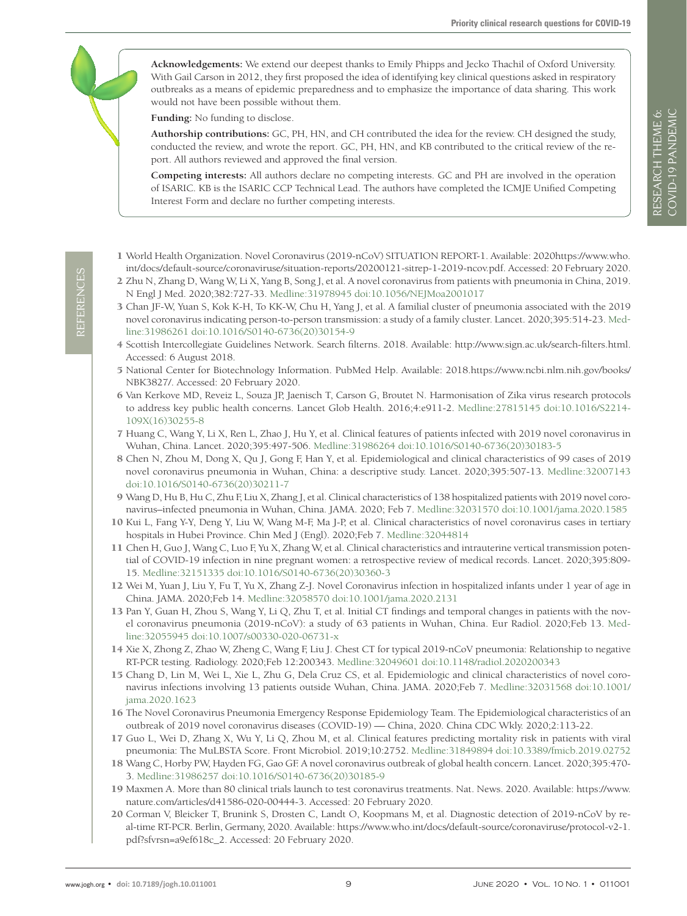**Acknowledgements:** We extend our deepest thanks to Emily Phipps and Jecko Thachil of Oxford University. With Gail Carson in 2012, they first proposed the idea of identifying key clinical questions asked in respiratory outbreaks as a means of epidemic preparedness and to emphasize the importance of data sharing. This work would not have been possible without them.

**Funding:** No funding to disclose.

**Authorship contributions:** GC, PH, HN, and CH contributed the idea for the review. CH designed the study, conducted the review, and wrote the report. GC, PH, HN, and KB contributed to the critical review of the report. All authors reviewed and approved the final version.

**Competing interests:** All authors declare no competing interests. GC and PH are involved in the operation of ISARIC. KB is the ISARIC CCP Technical Lead. The authors have completed the ICMJE Unified Competing Interest Form and declare no further competing interests.

## REFERENCES

1 World Health Organization. Novel Coronavirus (2019-nCoV) SITUATION REPORT-1. Available: 2020https://www.who.int/docs/default-source/coronaviruse/situation-reports/20200121-sitrep-1-2019-ncov.pdf. Accessed: 20 February 2020.

2 Zhu N, Zhang D, Wang W, Li X, Yang B, Song J, et al. A novel coronavirus from patients with pneumonia in China, 2019. N Engl J Med. 2020;382:727-33. Medline:31978945 doi:10.1056/NEJMoa2001017

3 Chan JF-W, Yuan S, Kok K-H, To KK-W, Chu H, Yang J, et al. A familial cluster of pneumonia associated with the 2019 novel coronavirus indicating person-to-person transmission: a study of a family cluster. Lancet. 2020;395:514-23. Medline:31986261 doi:10.1016/S0140-6736(20)30154-9

4 Scottish Intercollegiate Guidelines Network. Search filterns. 2018. Available: http://www.sign.ac.uk/search-filters.html. Accessed: 6 August 2018.

5 National Center for Biotechnology Information. PubMed Help. Available: 2018.https://www.ncbi.nlm.nih.gov/books/NBK3827/. Accessed: 20 February 2020.

6 Van Kerkove MD, Reveiz L, Souza JP, Jaenisch T, Carson G, Broutet N. Harmonisation of Zika virus research protocols to address key public health concerns. Lancet Glob Health. 2016;4:e911-2. Medline:27815145 doi:10.1016/S2214-109X(16)30255-8

7 Huang C, Wang Y, Li X, Ren L, Zhao J, Hu Y, et al. Clinical features of patients infected with 2019 novel coronavirus in Wuhan, China. Lancet. 2020;395:497-506. Medline:31986264 doi:10.1016/S0140-6736(20)30183-5

8 Chen N, Zhou M, Dong X, Qu J, Gong F, Han Y, et al. Epidemiological and clinical characteristics of 99 cases of 2019 novel coronavirus pneumonia in Wuhan, China: a descriptive study. Lancet. 2020;395:507-13. Medline:32007143 doi:10.1016/S0140-6736(20)30211-7

9 Wang D, Hu B, Hu C, Zhu F, Liu X, Zhang J, et al. Clinical characteristics of 138 hospitalized patients with 2019 novel coronavirus–infected pneumonia in Wuhan, China. JAMA. 2020; Feb 7. Medline:32031570 doi:10.1001/jama.2020.1585

10 Kui L, Fang Y-Y, Deng Y, Liu W, Wang M-F, Ma J-P, et al. Clinical characteristics of novel coronavirus cases in tertiary hospitals in Hubei Province. Chin Med J (Engl). 2020;Feb 7. Medline:32044814

11 Chen H, Guo J, Wang C, Luo F, Yu X, Zhang W, et al. Clinical characteristics and intrauterine vertical transmission potential of COVID-19 infection in nine pregnant women: a retrospective review of medical records. Lancet. 2020;395:809-15. Medline:32151335 doi:10.1016/S0140-6736(20)30360-3

12 Wei M, Yuan J, Liu Y, Fu T, Yu X, Zhang Z-J. Novel Coronavirus infection in hospitalized infants under 1 year of age in China. JAMA. 2020;Feb 14. Medline:32058570 doi:10.1001/jama.2020.2131

13 Pan Y, Guan H, Zhou S, Wang Y, Li Q, Zhu T, et al. Initial CT findings and temporal changes in patients with the novel coronavirus pneumonia (2019-nCoV): a study of 63 patients in Wuhan, China. Eur Radiol. 2020;Feb 13. Medline:32055945 doi:10.1007/s00330-020-06731-x

14 Xie X, Zhong Z, Zhao W, Zheng C, Wang F, Liu J. Chest CT for typical 2019-nCoV pneumonia: Relationship to negative RT-PCR testing. Radiology. 2020;Feb 12:200343. Medline:32049601 doi:10.1148/radiol.2020200343

15 Chang D, Lin M, Wei L, Xie L, Zhu G, Dela Cruz CS, et al. Epidemiologic and clinical characteristics of novel coronavirus infections involving 13 patients outside Wuhan, China. JAMA. 2020;Feb 7. Medline:32031568 doi:10.1001/jama.2020.1623

16 The Novel Coronavirus Pneumonia Emergency Response Epidemiology Team. The Epidemiological characteristics of an outbreak of 2019 novel coronavirus diseases (COVID-19) — China, 2020. China CDC Wkly. 2020;2:113-22.

17 Guo L, Wei D, Zhang X, Wu Y, Li Q, Zhou M, et al. Clinical features predicting mortality risk in patients with viral pneumonia: The MuLBSTA Score. Front Microbiol. 2019;10:2752. Medline:31849894 doi:10.3389/fmicb.2019.02752

18 Wang C, Horby PW, Hayden FG, Gao GF. A novel coronavirus outbreak of global health concern. Lancet. 2020;395:470-3. Medline:31986257 doi:10.1016/S0140-6736(20)30185-9

19 Maxmen A. More than 80 clinical trials launch to test coronavirus treatments. Nat. News. 2020. Available: https://www.nature.com/articles/d41586-020-00444-3. Accessed: 20 February 2020.

20 Corman V, Bleicker T, Brunink S, Drosten C, Landt O, Koopmans M, et al. Diagnostic detection of 2019-nCoV by real-time RT-PCR. Berlin, Germany, 2020. Available: https://www.who.int/docs/default-source/coronaviruse/protocol-v2-1.pdf?sfvrsn=a9ef618c_2. Accessed: 20 February 2020.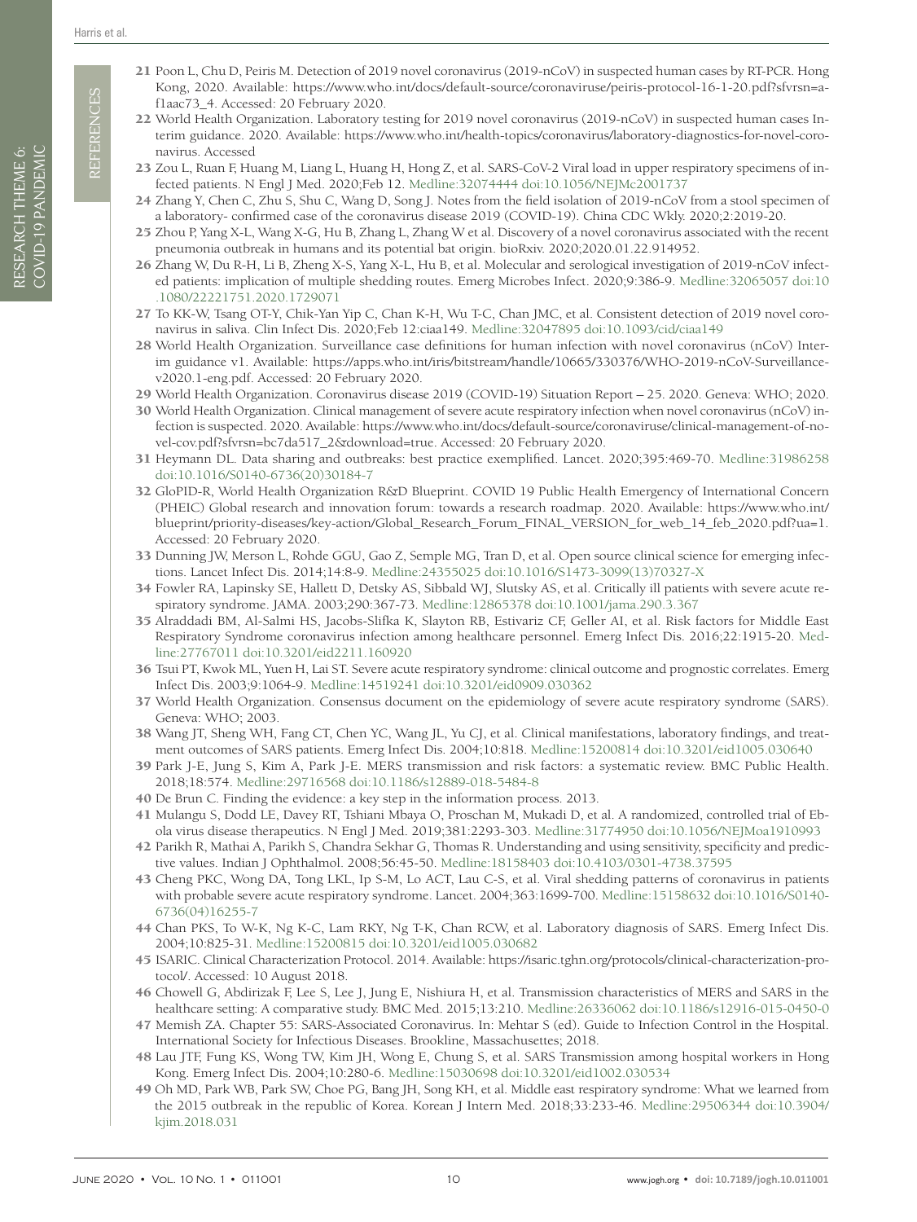21 Poon L, Chu D, Peiris M. Detection of 2019 novel coronavirus (2019-nCoV) in suspected human cases by RT-PCR. Hong Kong, 2020. Available: https://www.who.int/docs/default-source/coronaviruse/peiris-protocol-16-1-20.pdf?sfvrsn=af1aac73_4. Accessed: 20 February 2020.

22 World Health Organization. Laboratory testing for 2019 novel coronavirus (2019-nCoV) in suspected human cases Interim guidance. 2020. Available: https://www.who.int/health-topics/coronavirus/laboratory-diagnostics-for-novel-coronavirus. Accessed

23 Zou L, Ruan F, Huang M, Liang L, Huang H, Hong Z, et al. SARS-CoV-2 Viral load in upper respiratory specimens of infected patients. N Engl J Med. 2020;Feb 12. Medline:32074444 doi:10.1056/NEJMc2001737

24 Zhang Y, Chen C, Zhu S, Shu C, Wang D, Song J. Notes from the field isolation of 2019-nCoV from a stool specimen of a laboratory- confirmed case of the coronavirus disease 2019 (COVID-19). China CDC Wkly. 2020;2:2019-20.

25 Zhou P, Yang X-L, Wang X-G, Hu B, Zhang L, Zhang W et al. Discovery of a novel coronavirus associated with the recent pneumonia outbreak in humans and its potential bat origin. bioRxiv. 2020;2020.01.22.914952.

26 Zhang W, Du R-H, Li B, Zheng X-S, Yang X-L, Hu B, et al. Molecular and serological investigation of 2019-nCoV infected patients: implication of multiple shedding routes. Emerg Microbes Infect. 2020;9:386-9. Medline:32065057 doi:10.1080/22221751.2020.1729071

27 To KK-W, Tsang OT-Y, Chik-Yan Yip C, Chan K-H, Wu T-C, Chan JMC, et al. Consistent detection of 2019 novel coronavirus in saliva. Clin Infect Dis. 2020;Feb 12:ciaa149. Medline:32047895 doi:10.1093/cid/ciaa149

28 World Health Organization. Surveillance case definitions for human infection with novel coronavirus (nCoV) Interim guidance v1. Available: https://apps.who.int/iris/bitstream/handle/10665/330376/WHO-2019-nCoV-Surveillancev2020.1-eng.pdf. Accessed: 20 February 2020.

29 World Health Organization. Coronavirus disease 2019 (COVID-19) Situation Report – 25. 2020. Geneva: WHO; 2020.

30 World Health Organization. Clinical management of severe acute respiratory infection when novel coronavirus (nCoV) infection is suspected. 2020. Available: https://www.who.int/docs/default-source/coronaviruse/clinical-management-of-novel-cov.pdf?sfvrsn=bc7da517_2&download=true. Accessed: 20 February 2020.

31 Heymann DL. Data sharing and outbreaks: best practice exemplified. Lancet. 2020;395:469-70. Medline:31986258 doi:10.1016/S0140-6736(20)30184-7

32 GloPID-R, World Health Organization R&D Blueprint. COVID 19 Public Health Emergency of International Concern (PHEIC) Global research and innovation forum: towards a research roadmap. 2020. Available: https://www.who.int/blueprint/priority-diseases/key-action/Global_Research_Forum_FINAL_VERSION_for_web_14_feb_2020.pdf?ua=1. Accessed: 20 February 2020.

33 Dunning JW, Merson L, Rohde GGU, Gao Z, Semple MG, Tran D, et al. Open source clinical science for emerging infections. Lancet Infect Dis. 2014;14:8-9. Medline:24355025 doi:10.1016/S1473-3099(13)70327-X

34 Fowler RA, Lapinsky SE, Hallett D, Detsky AS, Sibbald WJ, Slutsky AS, et al. Critically ill patients with severe acute respiratory syndrome. JAMA. 2003;290:367-73. Medline:12865378 doi:10.1001/jama.290.3.367

35 Alraddadi BM, Al-Salmi HS, Jacobs-Slifka K, Slayton RB, Estivariz CF, Geller AI, et al. Risk factors for Middle East Respiratory Syndrome coronavirus infection among healthcare personnel. Emerg Infect Dis. 2016;22:1915-20. Medline:27767011 doi:10.3201/eid2211.160920

36 Tsui PT, Kwok ML, Yuen H, Lai ST. Severe acute respiratory syndrome: clinical outcome and prognostic correlates. Emerg Infect Dis. 2003;9:1064-9. Medline:14519241 doi:10.3201/eid0909.030362

37 World Health Organization. Consensus document on the epidemiology of severe acute respiratory syndrome (SARS). Geneva: WHO; 2003.

38 Wang JT, Sheng WH, Fang CT, Chen YC, Wang JL, Yu CJ, et al. Clinical manifestations, laboratory findings, and treatment outcomes of SARS patients. Emerg Infect Dis. 2004;10:818. Medline:15200814 doi:10.3201/eid1005.030640

39 Park J-E, Jung S, Kim A, Park J-E. MERS transmission and risk factors: a systematic review. BMC Public Health. 2018;18:574. Medline:29716568 doi:10.1186/s12889-018-5484-8

40 De Brun C. Finding the evidence: a key step in the information process. 2013.

41 Mulangu S, Dodd LE, Davey RT, Tshiani Mbaya O, Proschan M, Mukadi D, et al. A randomized, controlled trial of Ebola virus disease therapeutics. N Engl J Med. 2019;381:2293-303. Medline:31774950 doi:10.1056/NEJMoa1910993

42 Parikh R, Mathai A, Parikh S, Chandra Sekhar G, Thomas R. Understanding and using sensitivity, specificity and predictive values. Indian J Ophthalmol. 2008;56:45-50. Medline:18158403 doi:10.4103/0301-4738.37595

43 Cheng PKC, Wong DA, Tong LKL, Ip S-M, Lo ACT, Lau C-S, et al. Viral shedding patterns of coronavirus in patients with probable severe acute respiratory syndrome. Lancet. 2004;363:1699-700. Medline:15158632 doi:10.1016/S0140-6736(04)16255-7

44 Chan PKS, To W-K, Ng K-C, Lam RKY, Ng T-K, Chan RCW, et al. Laboratory diagnosis of SARS. Emerg Infect Dis. 2004;10:825-31. Medline:15200815 doi:10.3201/eid1005.030682

45 ISARIC. Clinical Characterization Protocol. 2014. Available: https://isaric.tghn.org/protocols/clinical-characterization-protocol/. Accessed: 10 August 2018.

46 Chowell G, Abdirizak F, Lee S, Lee J, Jung E, Nishiura H, et al. Transmission characteristics of MERS and SARS in the healthcare setting: A comparative study. BMC Med. 2015;13:210. Medline:26336062 doi:10.1186/s12916-015-0450-0

47 Memish ZA. Chapter 55: SARS-Associated Coronavirus. In: Mehtar S (ed). Guide to Infection Control in the Hospital. International Society for Infectious Diseases. Brookline, Massachusettes; 2018.

48 Lau JTF, Fung KS, Wong TW, Kim JH, Wong E, Chung S, et al. SARS Transmission among hospital workers in Hong Kong. Emerg Infect Dis. 2004;10:280-6. Medline:15030698 doi:10.3201/eid1002.030534

49 Oh MD, Park WB, Park SW, Choe PG, Bang JH, Song KH, et al. Middle east respiratory syndrome: What we learned from the 2015 outbreak in the republic of Korea. Korean J Intern Med. 2018;33:233-46. Medline:29506344 doi:10.3904/kjim.2018.031